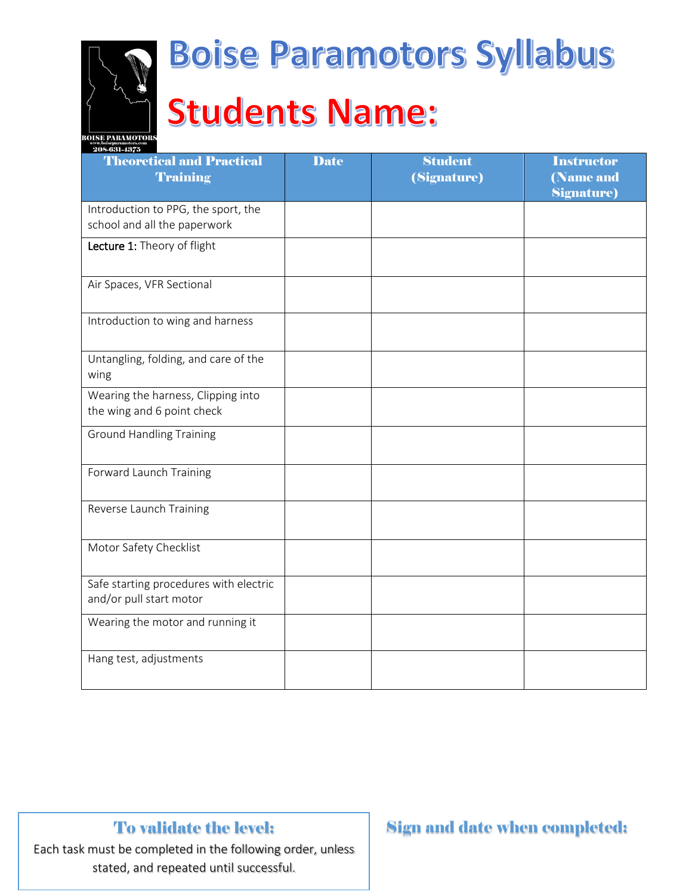# Boise Paramotors Syllabus

## Students Name:

BOISE PARAMOTORS
www.boiseparamotors.com
208-631-4375

| Theoretical and Practical Training | Date | Student (Signature) | Instructor (Name and Signature) |
|---|---|---|---|
| Introduction to PPG, the sport, the school and all the paperwork | | | |
| **Lecture 1:** Theory of flight | | | |
| Air Spaces, VFR Sectional | | | |
| Introduction to wing and harness | | | |
| Untangling, folding, and care of the wing | | | |
| Wearing the harness, Clipping into the wing and 6 point check | | | |
| Ground Handling Training | | | |
| Forward Launch Training | | | |
| Reverse Launch Training | | | |
| Motor Safety Checklist | | | |
| Safe starting procedures with electric and/or pull start motor | | | |
| Wearing the motor and running it | | | |
| Hang test, adjustments | | | |

**To validate the level:**

Each task must be completed in the following order, unless stated, and repeated until successful.

**Sign and date when completed:**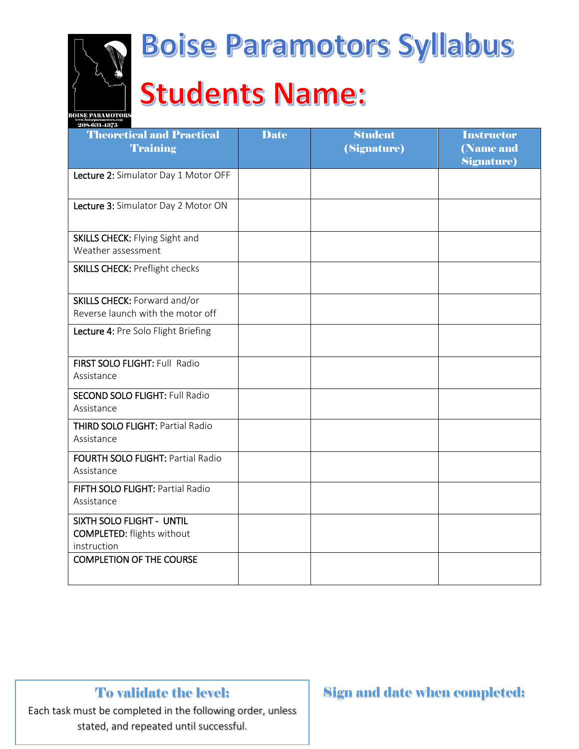# Boise Paramotors Syllabus

## Students Name:

BOISE PARAMOTORS
www.boiseparamotors.com
208-631-4375

| Theoretical and Practical Training | Date | Student (Signature) | Instructor (Name and Signature) |
|---|---|---|---|
| **Lecture 2:** Simulator Day 1 Motor OFF | | | |
| **Lecture 3:** Simulator Day 2 Motor ON | | | |
| **SKILLS CHECK:** Flying Sight and Weather assessment | | | |
| **SKILLS CHECK:** Preflight checks | | | |
| **SKILLS CHECK:** Forward and/or Reverse launch with the motor off | | | |
| **Lecture 4:** Pre Solo Flight Briefing | | | |
| **FIRST SOLO FLIGHT:** Full Radio Assistance | | | |
| **SECOND SOLO FLIGHT:** Full Radio Assistance | | | |
| **THIRD SOLO FLIGHT:** Partial Radio Assistance | | | |
| **FOURTH SOLO FLIGHT:** Partial Radio Assistance | | | |
| **FIFTH SOLO FLIGHT:** Partial Radio Assistance | | | |
| **SIXTH SOLO FLIGHT - UNTIL COMPLETED:** flights without instruction | | | |
| **COMPLETION OF THE COURSE** | | | |

### To validate the level:

Each task must be completed in the following order, unless stated, and repeated until successful.

### Sign and date when completed: